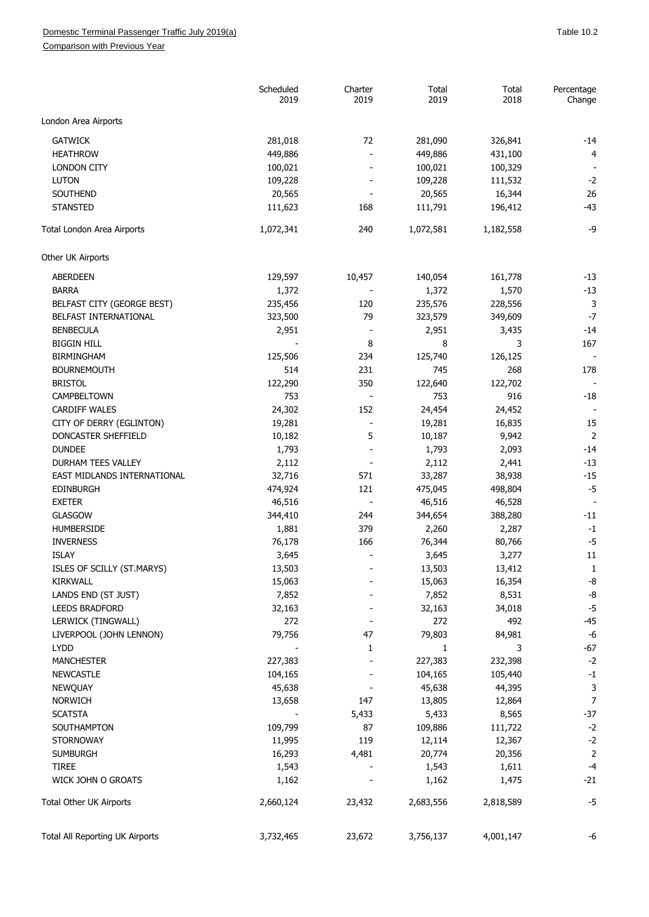Domestic Terminal Passenger Traffic July 2019(a)

Comparison with Previous Year

Table 10.2

| | Scheduled 2019 | Charter 2019 | Total 2019 | Total 2018 | Percentage Change |
|---|---|---|---|---|---|
| London Area Airports | | | | | |
| GATWICK | 281,018 | 72 | 281,090 | 326,841 | -14 |
| HEATHROW | 449,886 | - | 449,886 | 431,100 | 4 |
| LONDON CITY | 100,021 | - | 100,021 | 100,329 | - |
| LUTON | 109,228 | - | 109,228 | 111,532 | -2 |
| SOUTHEND | 20,565 | - | 20,565 | 16,344 | 26 |
| STANSTED | 111,623 | 168 | 111,791 | 196,412 | -43 |
| Total London Area Airports | 1,072,341 | 240 | 1,072,581 | 1,182,558 | -9 |
| Other UK Airports | | | | | |
| ABERDEEN | 129,597 | 10,457 | 140,054 | 161,778 | -13 |
| BARRA | 1,372 | - | 1,372 | 1,570 | -13 |
| BELFAST CITY (GEORGE BEST) | 235,456 | 120 | 235,576 | 228,556 | 3 |
| BELFAST INTERNATIONAL | 323,500 | 79 | 323,579 | 349,609 | -7 |
| BENBECULA | 2,951 | - | 2,951 | 3,435 | -14 |
| BIGGIN HILL | - | 8 | 8 | 3 | 167 |
| BIRMINGHAM | 125,506 | 234 | 125,740 | 126,125 | - |
| BOURNEMOUTH | 514 | 231 | 745 | 268 | 178 |
| BRISTOL | 122,290 | 350 | 122,640 | 122,702 | - |
| CAMPBELTOWN | 753 | - | 753 | 916 | -18 |
| CARDIFF WALES | 24,302 | 152 | 24,454 | 24,452 | - |
| CITY OF DERRY (EGLINTON) | 19,281 | - | 19,281 | 16,835 | 15 |
| DONCASTER SHEFFIELD | 10,182 | 5 | 10,187 | 9,942 | 2 |
| DUNDEE | 1,793 | - | 1,793 | 2,093 | -14 |
| DURHAM TEES VALLEY | 2,112 | - | 2,112 | 2,441 | -13 |
| EAST MIDLANDS INTERNATIONAL | 32,716 | 571 | 33,287 | 38,938 | -15 |
| EDINBURGH | 474,924 | 121 | 475,045 | 498,804 | -5 |
| EXETER | 46,516 | - | 46,516 | 46,528 | - |
| GLASGOW | 344,410 | 244 | 344,654 | 388,280 | -11 |
| HUMBERSIDE | 1,881 | 379 | 2,260 | 2,287 | -1 |
| INVERNESS | 76,178 | 166 | 76,344 | 80,766 | -5 |
| ISLAY | 3,645 | - | 3,645 | 3,277 | 11 |
| ISLES OF SCILLY (ST.MARYS) | 13,503 | - | 13,503 | 13,412 | 1 |
| KIRKWALL | 15,063 | - | 15,063 | 16,354 | -8 |
| LANDS END (ST JUST) | 7,852 | - | 7,852 | 8,531 | -8 |
| LEEDS BRADFORD | 32,163 | - | 32,163 | 34,018 | -5 |
| LERWICK (TINGWALL) | 272 | - | 272 | 492 | -45 |
| LIVERPOOL (JOHN LENNON) | 79,756 | 47 | 79,803 | 84,981 | -6 |
| LYDD | - | 1 | 1 | 3 | -67 |
| MANCHESTER | 227,383 | - | 227,383 | 232,398 | -2 |
| NEWCASTLE | 104,165 | - | 104,165 | 105,440 | -1 |
| NEWQUAY | 45,638 | - | 45,638 | 44,395 | 3 |
| NORWICH | 13,658 | 147 | 13,805 | 12,864 | 7 |
| SCATSTA | - | 5,433 | 5,433 | 8,565 | -37 |
| SOUTHAMPTON | 109,799 | 87 | 109,886 | 111,722 | -2 |
| STORNOWAY | 11,995 | 119 | 12,114 | 12,367 | -2 |
| SUMBURGH | 16,293 | 4,481 | 20,774 | 20,356 | 2 |
| TIREE | 1,543 | - | 1,543 | 1,611 | -4 |
| WICK JOHN O GROATS | 1,162 | - | 1,162 | 1,475 | -21 |
| Total Other UK Airports | 2,660,124 | 23,432 | 2,683,556 | 2,818,589 | -5 |
| Total All Reporting UK Airports | 3,732,465 | 23,672 | 3,756,137 | 4,001,147 | -6 |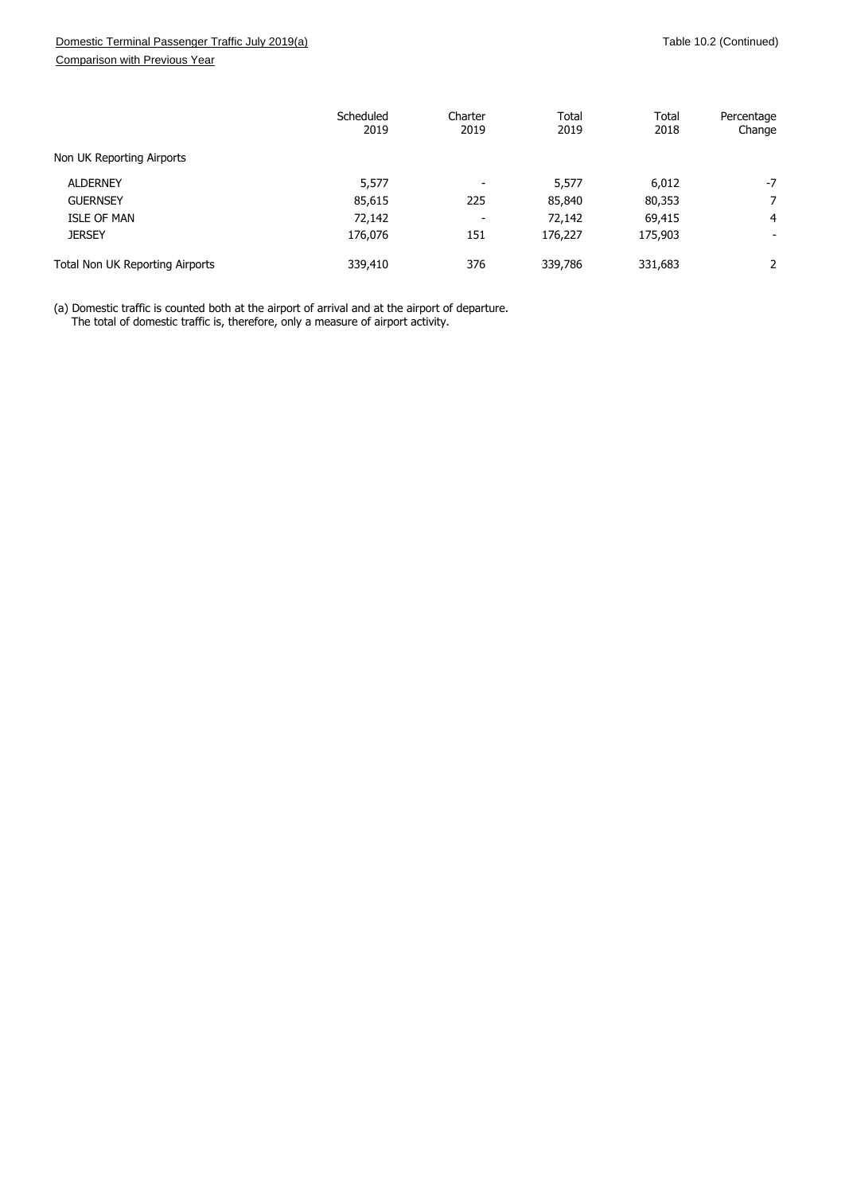Domestic Terminal Passenger Traffic July 2019(a)

Comparison with Previous Year

Table 10.2 (Continued)

| | Scheduled 2019 | Charter 2019 | Total 2019 | Total 2018 | Percentage Change |
|---|---|---|---|---|---|
| Non UK Reporting Airports | | | | | |
| ALDERNEY | 5,577 | - | 5,577 | 6,012 | -7 |
| GUERNSEY | 85,615 | 225 | 85,840 | 80,353 | 7 |
| ISLE OF MAN | 72,142 | - | 72,142 | 69,415 | 4 |
| JERSEY | 176,076 | 151 | 176,227 | 175,903 | - |
| Total Non UK Reporting Airports | 339,410 | 376 | 339,786 | 331,683 | 2 |

(a) Domestic traffic is counted both at the airport of arrival and at the airport of departure.
The total of domestic traffic is, therefore, only a measure of airport activity.